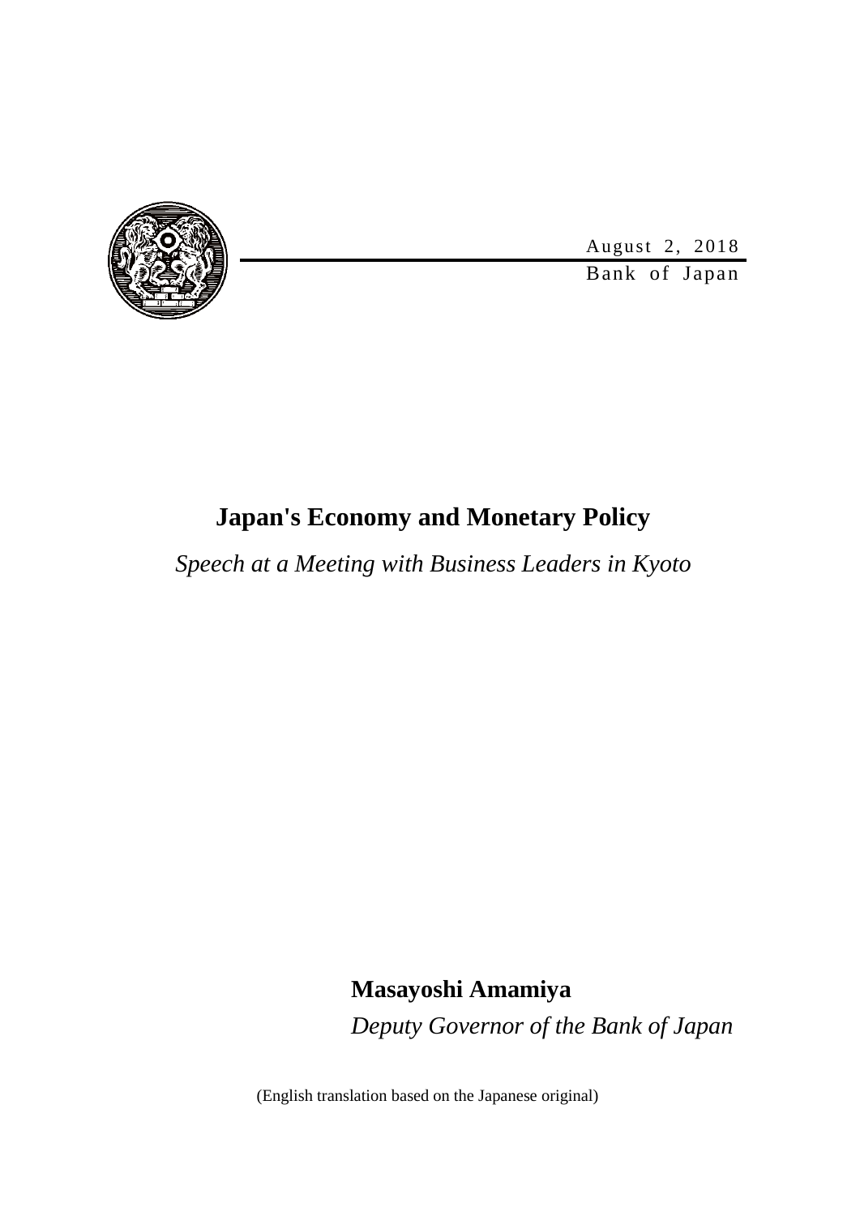August 2, 2018

Bank of Japan

# Japan's Economy and Monetary Policy

*Speech at a Meeting with Business Leaders in Kyoto*

**Masayoshi Amamiya**

*Deputy Governor of the Bank of Japan*

(English translation based on the Japanese original)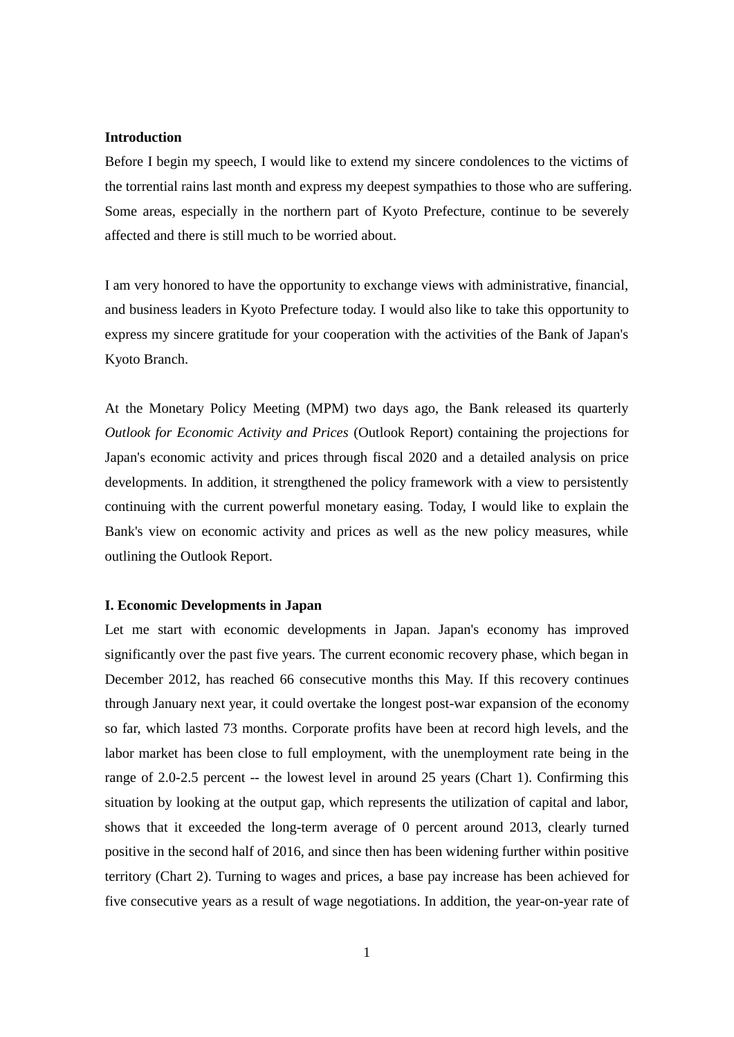## Introduction

Before I begin my speech, I would like to extend my sincere condolences to the victims of the torrential rains last month and express my deepest sympathies to those who are suffering. Some areas, especially in the northern part of Kyoto Prefecture, continue to be severely affected and there is still much to be worried about.

I am very honored to have the opportunity to exchange views with administrative, financial, and business leaders in Kyoto Prefecture today. I would also like to take this opportunity to express my sincere gratitude for your cooperation with the activities of the Bank of Japan's Kyoto Branch.

At the Monetary Policy Meeting (MPM) two days ago, the Bank released its quarterly *Outlook for Economic Activity and Prices* (Outlook Report) containing the projections for Japan's economic activity and prices through fiscal 2020 and a detailed analysis on price developments. In addition, it strengthened the policy framework with a view to persistently continuing with the current powerful monetary easing. Today, I would like to explain the Bank's view on economic activity and prices as well as the new policy measures, while outlining the Outlook Report.

## I. Economic Developments in Japan

Let me start with economic developments in Japan. Japan's economy has improved significantly over the past five years. The current economic recovery phase, which began in December 2012, has reached 66 consecutive months this May. If this recovery continues through January next year, it could overtake the longest post-war expansion of the economy so far, which lasted 73 months. Corporate profits have been at record high levels, and the labor market has been close to full employment, with the unemployment rate being in the range of 2.0-2.5 percent -- the lowest level in around 25 years (Chart 1). Confirming this situation by looking at the output gap, which represents the utilization of capital and labor, shows that it exceeded the long-term average of 0 percent around 2013, clearly turned positive in the second half of 2016, and since then has been widening further within positive territory (Chart 2). Turning to wages and prices, a base pay increase has been achieved for five consecutive years as a result of wage negotiations. In addition, the year-on-year rate of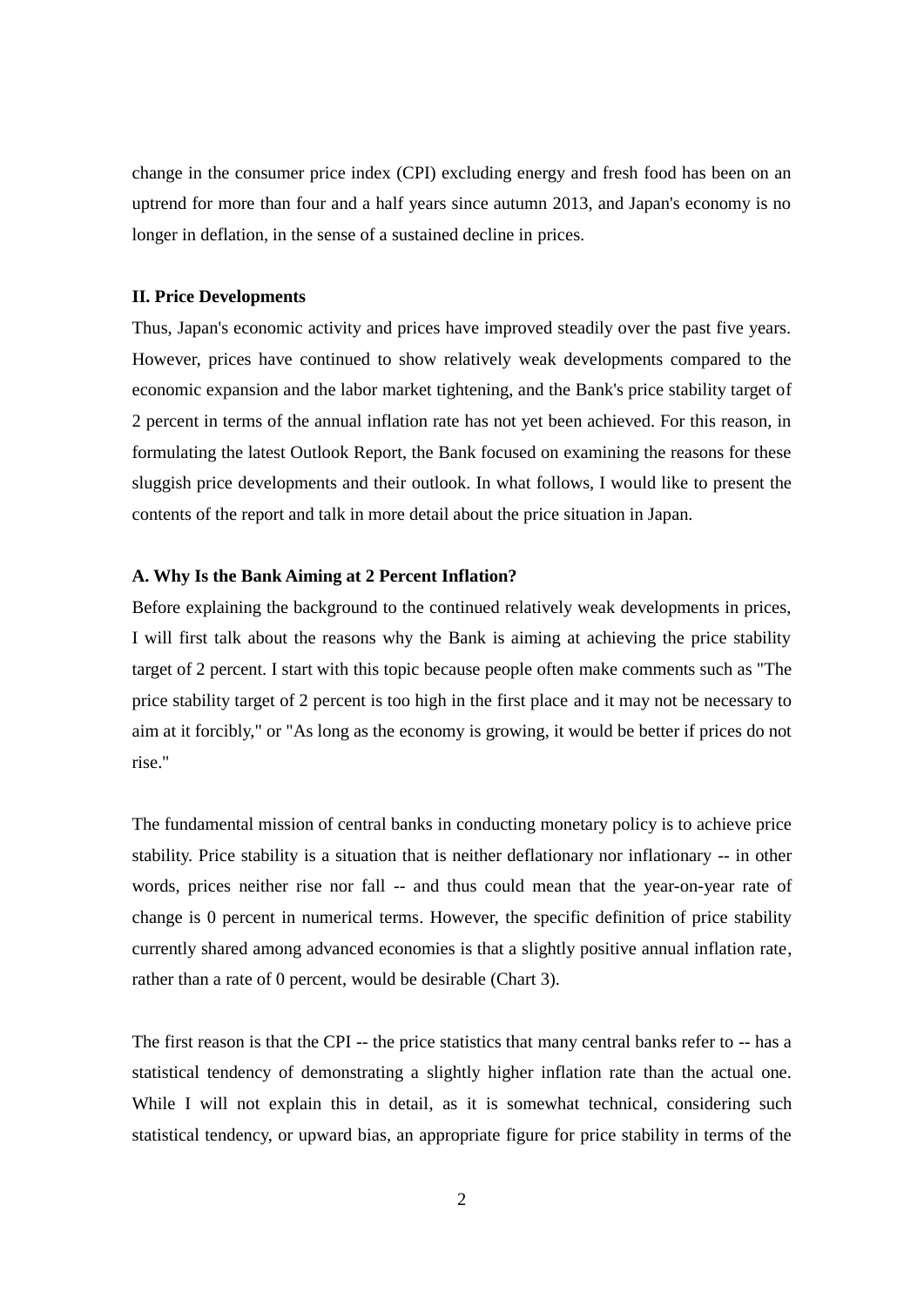change in the consumer price index (CPI) excluding energy and fresh food has been on an uptrend for more than four and a half years since autumn 2013, and Japan's economy is no longer in deflation, in the sense of a sustained decline in prices.

**II. Price Developments**

Thus, Japan's economic activity and prices have improved steadily over the past five years. However, prices have continued to show relatively weak developments compared to the economic expansion and the labor market tightening, and the Bank's price stability target of 2 percent in terms of the annual inflation rate has not yet been achieved. For this reason, in formulating the latest Outlook Report, the Bank focused on examining the reasons for these sluggish price developments and their outlook. In what follows, I would like to present the contents of the report and talk in more detail about the price situation in Japan.

**A. Why Is the Bank Aiming at 2 Percent Inflation?**

Before explaining the background to the continued relatively weak developments in prices, I will first talk about the reasons why the Bank is aiming at achieving the price stability target of 2 percent. I start with this topic because people often make comments such as "The price stability target of 2 percent is too high in the first place and it may not be necessary to aim at it forcibly," or "As long as the economy is growing, it would be better if prices do not rise."

The fundamental mission of central banks in conducting monetary policy is to achieve price stability. Price stability is a situation that is neither deflationary nor inflationary -- in other words, prices neither rise nor fall -- and thus could mean that the year-on-year rate of change is 0 percent in numerical terms. However, the specific definition of price stability currently shared among advanced economies is that a slightly positive annual inflation rate, rather than a rate of 0 percent, would be desirable (Chart 3).

The first reason is that the CPI -- the price statistics that many central banks refer to -- has a statistical tendency of demonstrating a slightly higher inflation rate than the actual one. While I will not explain this in detail, as it is somewhat technical, considering such statistical tendency, or upward bias, an appropriate figure for price stability in terms of the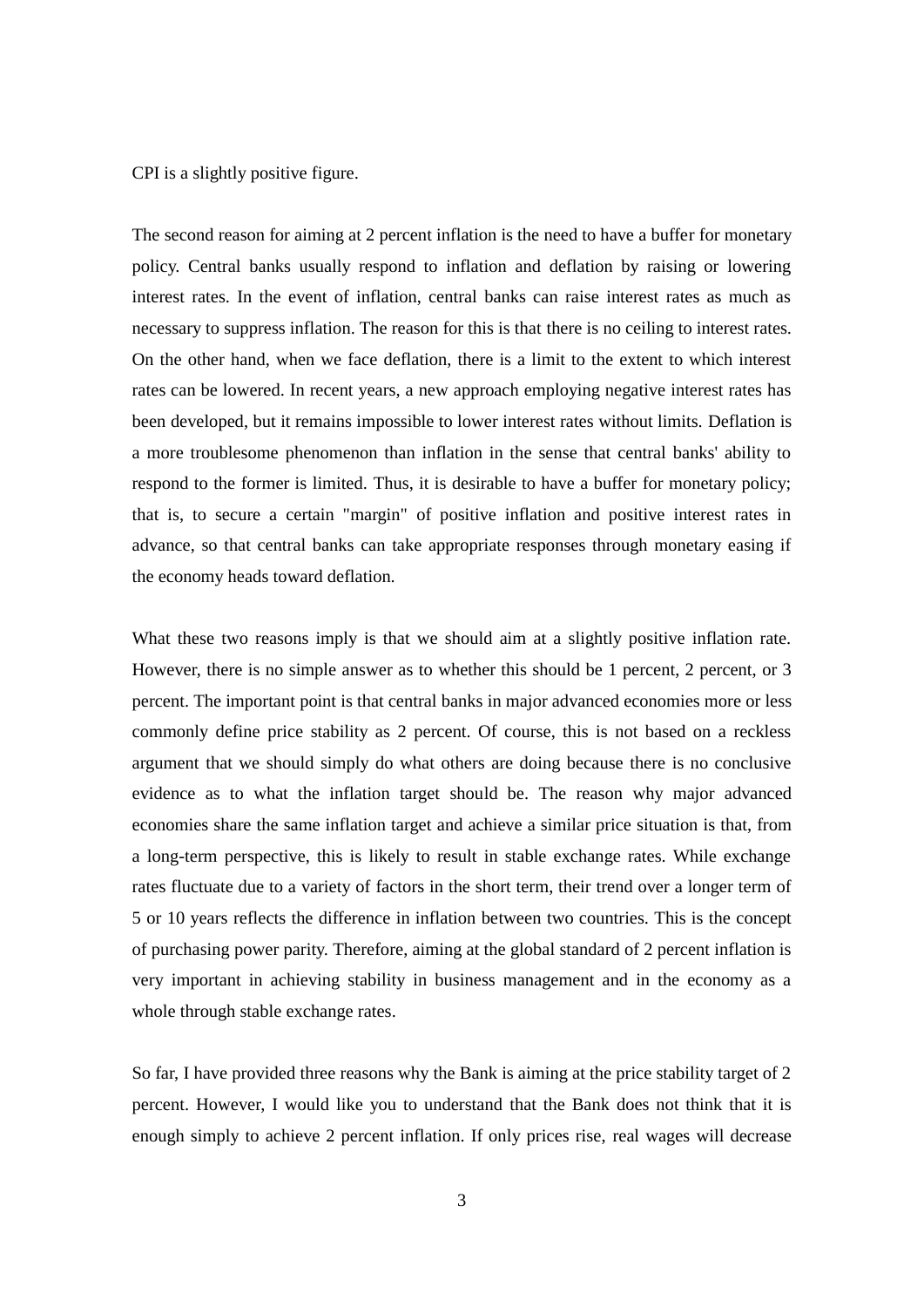CPI is a slightly positive figure.

The second reason for aiming at 2 percent inflation is the need to have a buffer for monetary policy. Central banks usually respond to inflation and deflation by raising or lowering interest rates. In the event of inflation, central banks can raise interest rates as much as necessary to suppress inflation. The reason for this is that there is no ceiling to interest rates. On the other hand, when we face deflation, there is a limit to the extent to which interest rates can be lowered. In recent years, a new approach employing negative interest rates has been developed, but it remains impossible to lower interest rates without limits. Deflation is a more troublesome phenomenon than inflation in the sense that central banks' ability to respond to the former is limited. Thus, it is desirable to have a buffer for monetary policy; that is, to secure a certain "margin" of positive inflation and positive interest rates in advance, so that central banks can take appropriate responses through monetary easing if the economy heads toward deflation.

What these two reasons imply is that we should aim at a slightly positive inflation rate. However, there is no simple answer as to whether this should be 1 percent, 2 percent, or 3 percent. The important point is that central banks in major advanced economies more or less commonly define price stability as 2 percent. Of course, this is not based on a reckless argument that we should simply do what others are doing because there is no conclusive evidence as to what the inflation target should be. The reason why major advanced economies share the same inflation target and achieve a similar price situation is that, from a long-term perspective, this is likely to result in stable exchange rates. While exchange rates fluctuate due to a variety of factors in the short term, their trend over a longer term of 5 or 10 years reflects the difference in inflation between two countries. This is the concept of purchasing power parity. Therefore, aiming at the global standard of 2 percent inflation is very important in achieving stability in business management and in the economy as a whole through stable exchange rates.

So far, I have provided three reasons why the Bank is aiming at the price stability target of 2 percent. However, I would like you to understand that the Bank does not think that it is enough simply to achieve 2 percent inflation. If only prices rise, real wages will decrease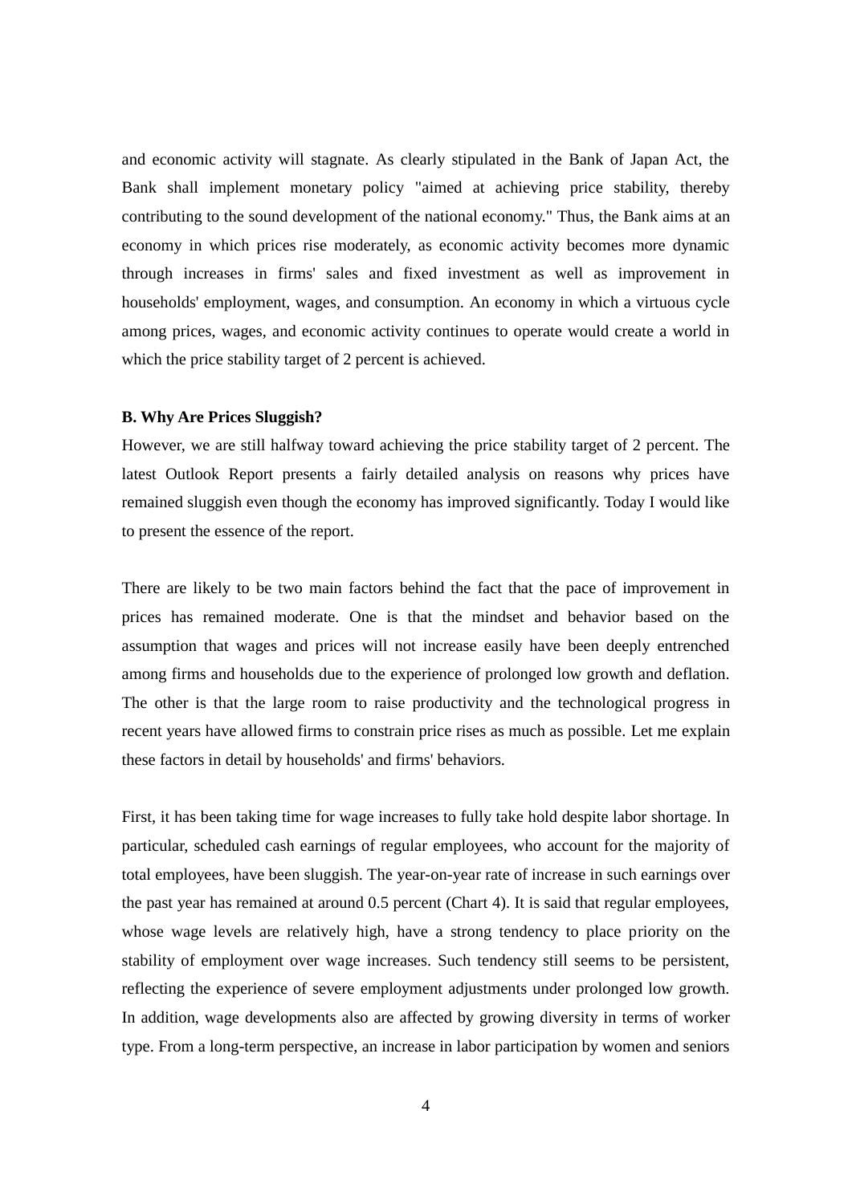and economic activity will stagnate. As clearly stipulated in the Bank of Japan Act, the Bank shall implement monetary policy "aimed at achieving price stability, thereby contributing to the sound development of the national economy." Thus, the Bank aims at an economy in which prices rise moderately, as economic activity becomes more dynamic through increases in firms' sales and fixed investment as well as improvement in households' employment, wages, and consumption. An economy in which a virtuous cycle among prices, wages, and economic activity continues to operate would create a world in which the price stability target of 2 percent is achieved.

**B. Why Are Prices Sluggish?**

However, we are still halfway toward achieving the price stability target of 2 percent. The latest Outlook Report presents a fairly detailed analysis on reasons why prices have remained sluggish even though the economy has improved significantly. Today I would like to present the essence of the report.

There are likely to be two main factors behind the fact that the pace of improvement in prices has remained moderate. One is that the mindset and behavior based on the assumption that wages and prices will not increase easily have been deeply entrenched among firms and households due to the experience of prolonged low growth and deflation. The other is that the large room to raise productivity and the technological progress in recent years have allowed firms to constrain price rises as much as possible. Let me explain these factors in detail by households' and firms' behaviors.

First, it has been taking time for wage increases to fully take hold despite labor shortage. In particular, scheduled cash earnings of regular employees, who account for the majority of total employees, have been sluggish. The year-on-year rate of increase in such earnings over the past year has remained at around 0.5 percent (Chart 4). It is said that regular employees, whose wage levels are relatively high, have a strong tendency to place priority on the stability of employment over wage increases. Such tendency still seems to be persistent, reflecting the experience of severe employment adjustments under prolonged low growth. In addition, wage developments also are affected by growing diversity in terms of worker type. From a long-term perspective, an increase in labor participation by women and seniors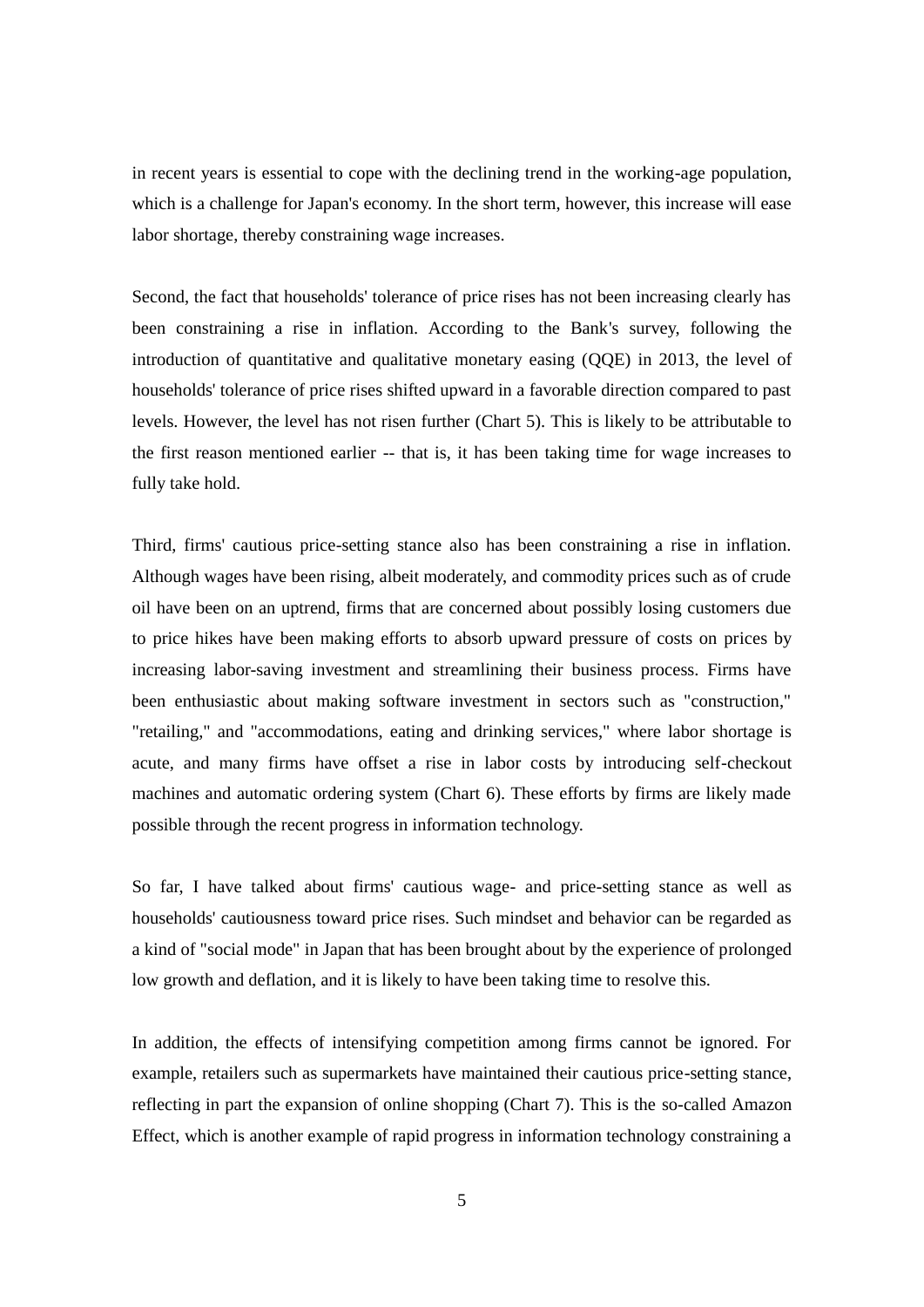in recent years is essential to cope with the declining trend in the working-age population, which is a challenge for Japan's economy. In the short term, however, this increase will ease labor shortage, thereby constraining wage increases.

Second, the fact that households' tolerance of price rises has not been increasing clearly has been constraining a rise in inflation. According to the Bank's survey, following the introduction of quantitative and qualitative monetary easing (QQE) in 2013, the level of households' tolerance of price rises shifted upward in a favorable direction compared to past levels. However, the level has not risen further (Chart 5). This is likely to be attributable to the first reason mentioned earlier -- that is, it has been taking time for wage increases to fully take hold.

Third, firms' cautious price-setting stance also has been constraining a rise in inflation. Although wages have been rising, albeit moderately, and commodity prices such as of crude oil have been on an uptrend, firms that are concerned about possibly losing customers due to price hikes have been making efforts to absorb upward pressure of costs on prices by increasing labor-saving investment and streamlining their business process. Firms have been enthusiastic about making software investment in sectors such as "construction," "retailing," and "accommodations, eating and drinking services," where labor shortage is acute, and many firms have offset a rise in labor costs by introducing self-checkout machines and automatic ordering system (Chart 6). These efforts by firms are likely made possible through the recent progress in information technology.

So far, I have talked about firms' cautious wage- and price-setting stance as well as households' cautiousness toward price rises. Such mindset and behavior can be regarded as a kind of "social mode" in Japan that has been brought about by the experience of prolonged low growth and deflation, and it is likely to have been taking time to resolve this.

In addition, the effects of intensifying competition among firms cannot be ignored. For example, retailers such as supermarkets have maintained their cautious price-setting stance, reflecting in part the expansion of online shopping (Chart 7). This is the so-called Amazon Effect, which is another example of rapid progress in information technology constraining a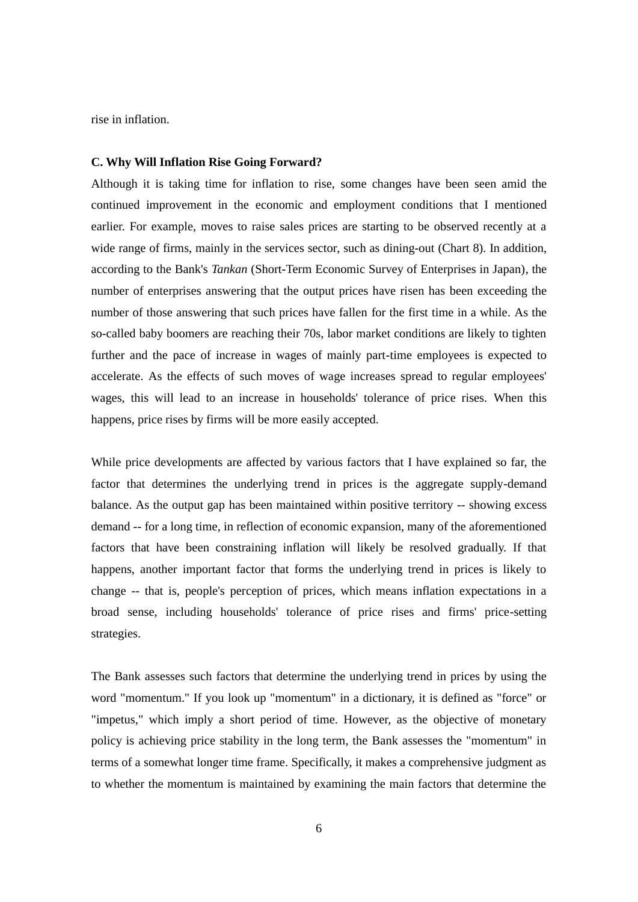rise in inflation.

**C. Why Will Inflation Rise Going Forward?**

Although it is taking time for inflation to rise, some changes have been seen amid the continued improvement in the economic and employment conditions that I mentioned earlier. For example, moves to raise sales prices are starting to be observed recently at a wide range of firms, mainly in the services sector, such as dining-out (Chart 8). In addition, according to the Bank's *Tankan* (Short-Term Economic Survey of Enterprises in Japan), the number of enterprises answering that the output prices have risen has been exceeding the number of those answering that such prices have fallen for the first time in a while. As the so-called baby boomers are reaching their 70s, labor market conditions are likely to tighten further and the pace of increase in wages of mainly part-time employees is expected to accelerate. As the effects of such moves of wage increases spread to regular employees' wages, this will lead to an increase in households' tolerance of price rises. When this happens, price rises by firms will be more easily accepted.

While price developments are affected by various factors that I have explained so far, the factor that determines the underlying trend in prices is the aggregate supply-demand balance. As the output gap has been maintained within positive territory -- showing excess demand -- for a long time, in reflection of economic expansion, many of the aforementioned factors that have been constraining inflation will likely be resolved gradually. If that happens, another important factor that forms the underlying trend in prices is likely to change -- that is, people's perception of prices, which means inflation expectations in a broad sense, including households' tolerance of price rises and firms' price-setting strategies.

The Bank assesses such factors that determine the underlying trend in prices by using the word "momentum." If you look up "momentum" in a dictionary, it is defined as "force" or "impetus," which imply a short period of time. However, as the objective of monetary policy is achieving price stability in the long term, the Bank assesses the "momentum" in terms of a somewhat longer time frame. Specifically, it makes a comprehensive judgment as to whether the momentum is maintained by examining the main factors that determine the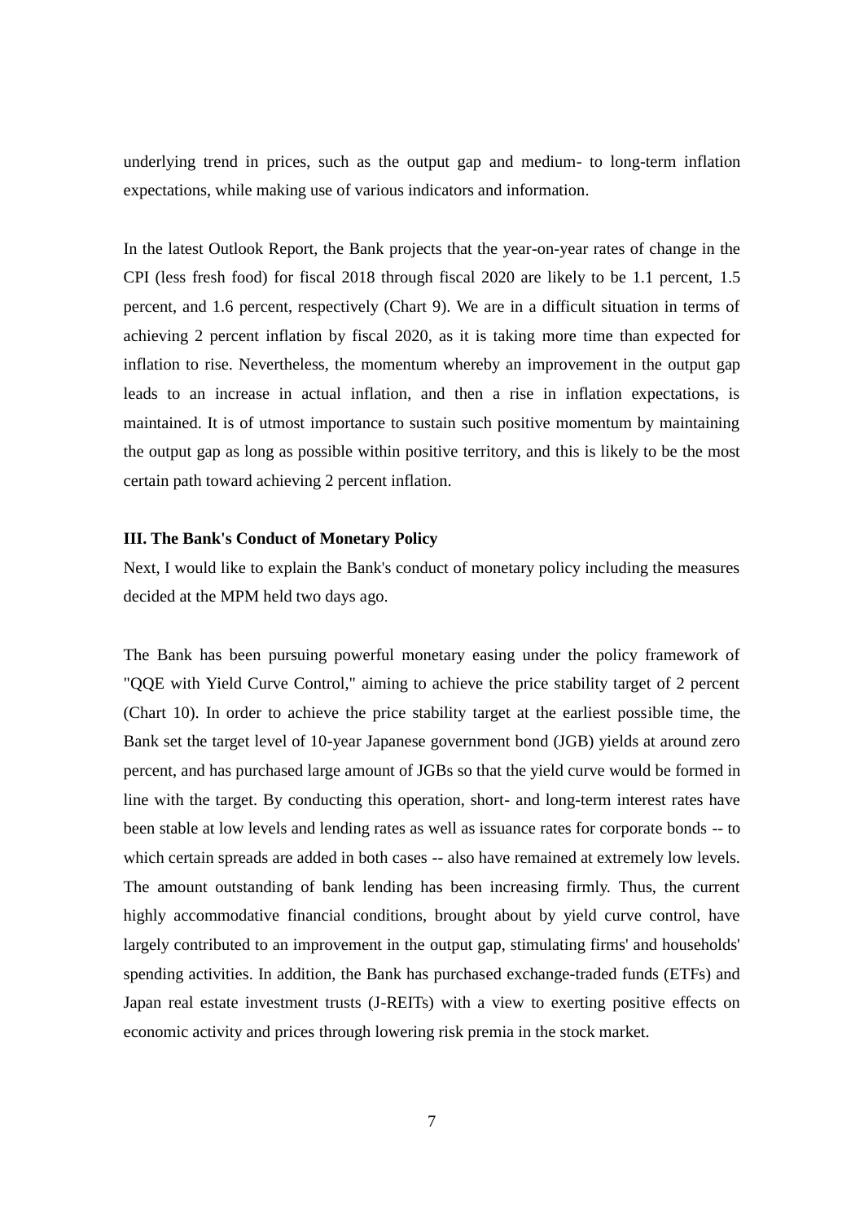underlying trend in prices, such as the output gap and medium- to long-term inflation expectations, while making use of various indicators and information.

In the latest Outlook Report, the Bank projects that the year-on-year rates of change in the CPI (less fresh food) for fiscal 2018 through fiscal 2020 are likely to be 1.1 percent, 1.5 percent, and 1.6 percent, respectively (Chart 9). We are in a difficult situation in terms of achieving 2 percent inflation by fiscal 2020, as it is taking more time than expected for inflation to rise. Nevertheless, the momentum whereby an improvement in the output gap leads to an increase in actual inflation, and then a rise in inflation expectations, is maintained. It is of utmost importance to sustain such positive momentum by maintaining the output gap as long as possible within positive territory, and this is likely to be the most certain path toward achieving 2 percent inflation.

### III. The Bank's Conduct of Monetary Policy

Next, I would like to explain the Bank's conduct of monetary policy including the measures decided at the MPM held two days ago.

The Bank has been pursuing powerful monetary easing under the policy framework of "QQE with Yield Curve Control," aiming to achieve the price stability target of 2 percent (Chart 10). In order to achieve the price stability target at the earliest possible time, the Bank set the target level of 10-year Japanese government bond (JGB) yields at around zero percent, and has purchased large amount of JGBs so that the yield curve would be formed in line with the target. By conducting this operation, short- and long-term interest rates have been stable at low levels and lending rates as well as issuance rates for corporate bonds -- to which certain spreads are added in both cases -- also have remained at extremely low levels. The amount outstanding of bank lending has been increasing firmly. Thus, the current highly accommodative financial conditions, brought about by yield curve control, have largely contributed to an improvement in the output gap, stimulating firms' and households' spending activities. In addition, the Bank has purchased exchange-traded funds (ETFs) and Japan real estate investment trusts (J-REITs) with a view to exerting positive effects on economic activity and prices through lowering risk premia in the stock market.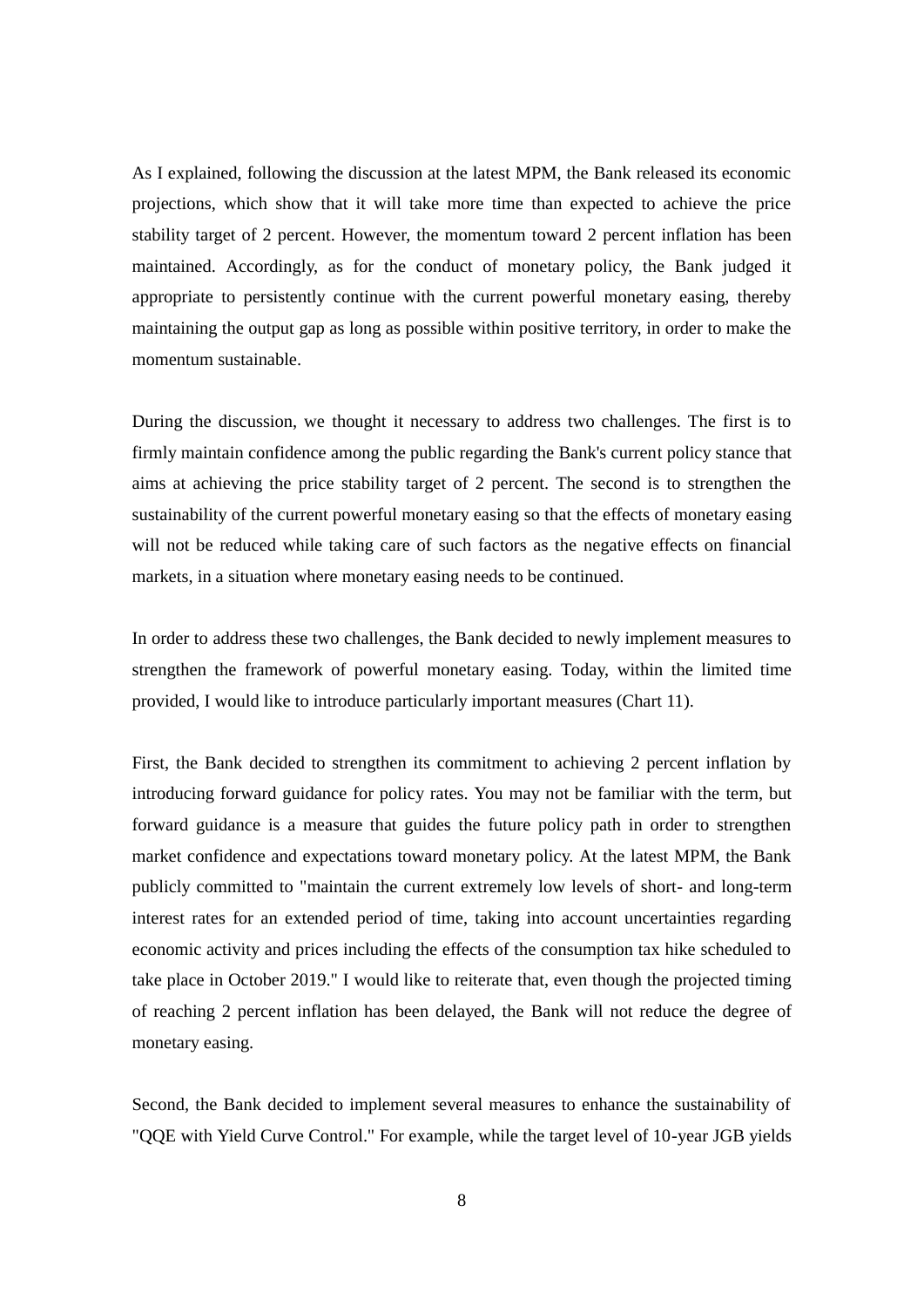As I explained, following the discussion at the latest MPM, the Bank released its economic projections, which show that it will take more time than expected to achieve the price stability target of 2 percent. However, the momentum toward 2 percent inflation has been maintained. Accordingly, as for the conduct of monetary policy, the Bank judged it appropriate to persistently continue with the current powerful monetary easing, thereby maintaining the output gap as long as possible within positive territory, in order to make the momentum sustainable.

During the discussion, we thought it necessary to address two challenges. The first is to firmly maintain confidence among the public regarding the Bank's current policy stance that aims at achieving the price stability target of 2 percent. The second is to strengthen the sustainability of the current powerful monetary easing so that the effects of monetary easing will not be reduced while taking care of such factors as the negative effects on financial markets, in a situation where monetary easing needs to be continued.

In order to address these two challenges, the Bank decided to newly implement measures to strengthen the framework of powerful monetary easing. Today, within the limited time provided, I would like to introduce particularly important measures (Chart 11).

First, the Bank decided to strengthen its commitment to achieving 2 percent inflation by introducing forward guidance for policy rates. You may not be familiar with the term, but forward guidance is a measure that guides the future policy path in order to strengthen market confidence and expectations toward monetary policy. At the latest MPM, the Bank publicly committed to "maintain the current extremely low levels of short- and long-term interest rates for an extended period of time, taking into account uncertainties regarding economic activity and prices including the effects of the consumption tax hike scheduled to take place in October 2019." I would like to reiterate that, even though the projected timing of reaching 2 percent inflation has been delayed, the Bank will not reduce the degree of monetary easing.

Second, the Bank decided to implement several measures to enhance the sustainability of "QQE with Yield Curve Control." For example, while the target level of 10-year JGB yields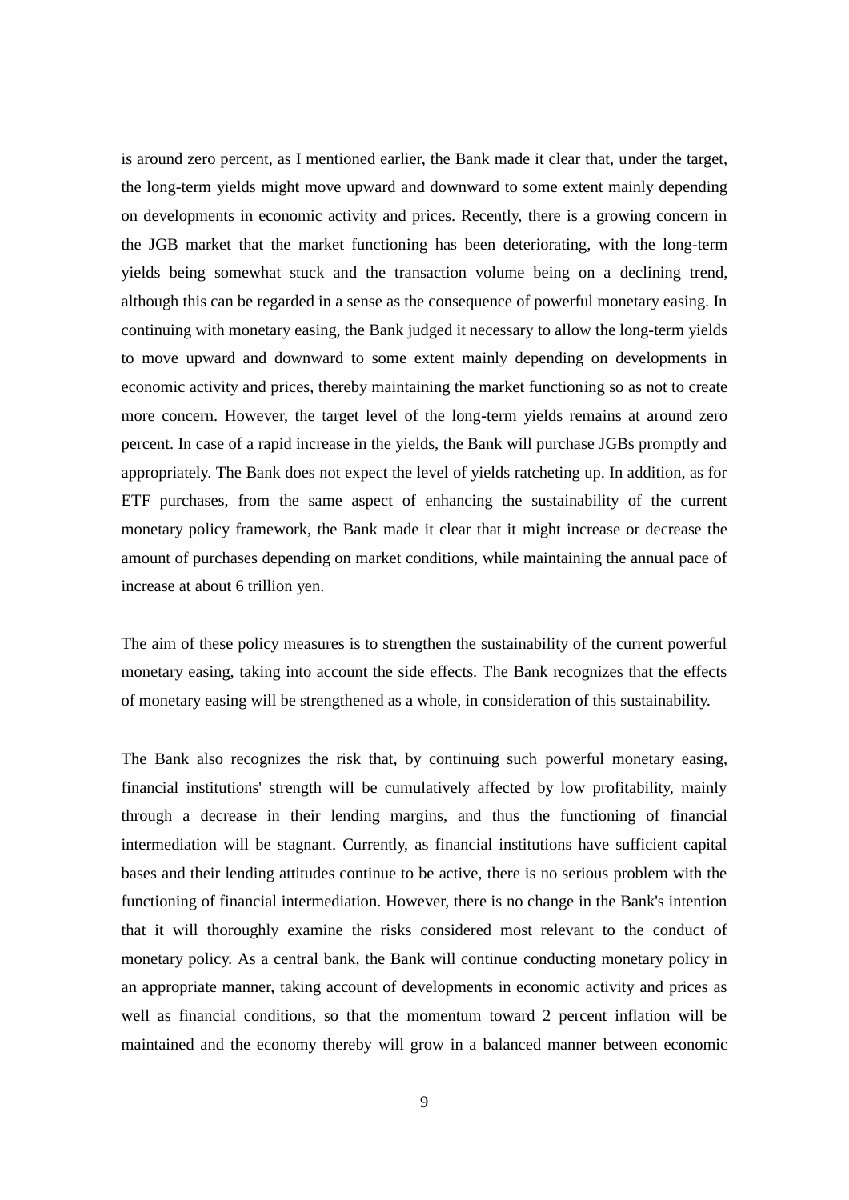is around zero percent, as I mentioned earlier, the Bank made it clear that, under the target, the long-term yields might move upward and downward to some extent mainly depending on developments in economic activity and prices. Recently, there is a growing concern in the JGB market that the market functioning has been deteriorating, with the long-term yields being somewhat stuck and the transaction volume being on a declining trend, although this can be regarded in a sense as the consequence of powerful monetary easing. In continuing with monetary easing, the Bank judged it necessary to allow the long-term yields to move upward and downward to some extent mainly depending on developments in economic activity and prices, thereby maintaining the market functioning so as not to create more concern. However, the target level of the long-term yields remains at around zero percent. In case of a rapid increase in the yields, the Bank will purchase JGBs promptly and appropriately. The Bank does not expect the level of yields ratcheting up. In addition, as for ETF purchases, from the same aspect of enhancing the sustainability of the current monetary policy framework, the Bank made it clear that it might increase or decrease the amount of purchases depending on market conditions, while maintaining the annual pace of increase at about 6 trillion yen.

The aim of these policy measures is to strengthen the sustainability of the current powerful monetary easing, taking into account the side effects. The Bank recognizes that the effects of monetary easing will be strengthened as a whole, in consideration of this sustainability.

The Bank also recognizes the risk that, by continuing such powerful monetary easing, financial institutions' strength will be cumulatively affected by low profitability, mainly through a decrease in their lending margins, and thus the functioning of financial intermediation will be stagnant. Currently, as financial institutions have sufficient capital bases and their lending attitudes continue to be active, there is no serious problem with the functioning of financial intermediation. However, there is no change in the Bank's intention that it will thoroughly examine the risks considered most relevant to the conduct of monetary policy. As a central bank, the Bank will continue conducting monetary policy in an appropriate manner, taking account of developments in economic activity and prices as well as financial conditions, so that the momentum toward 2 percent inflation will be maintained and the economy thereby will grow in a balanced manner between economic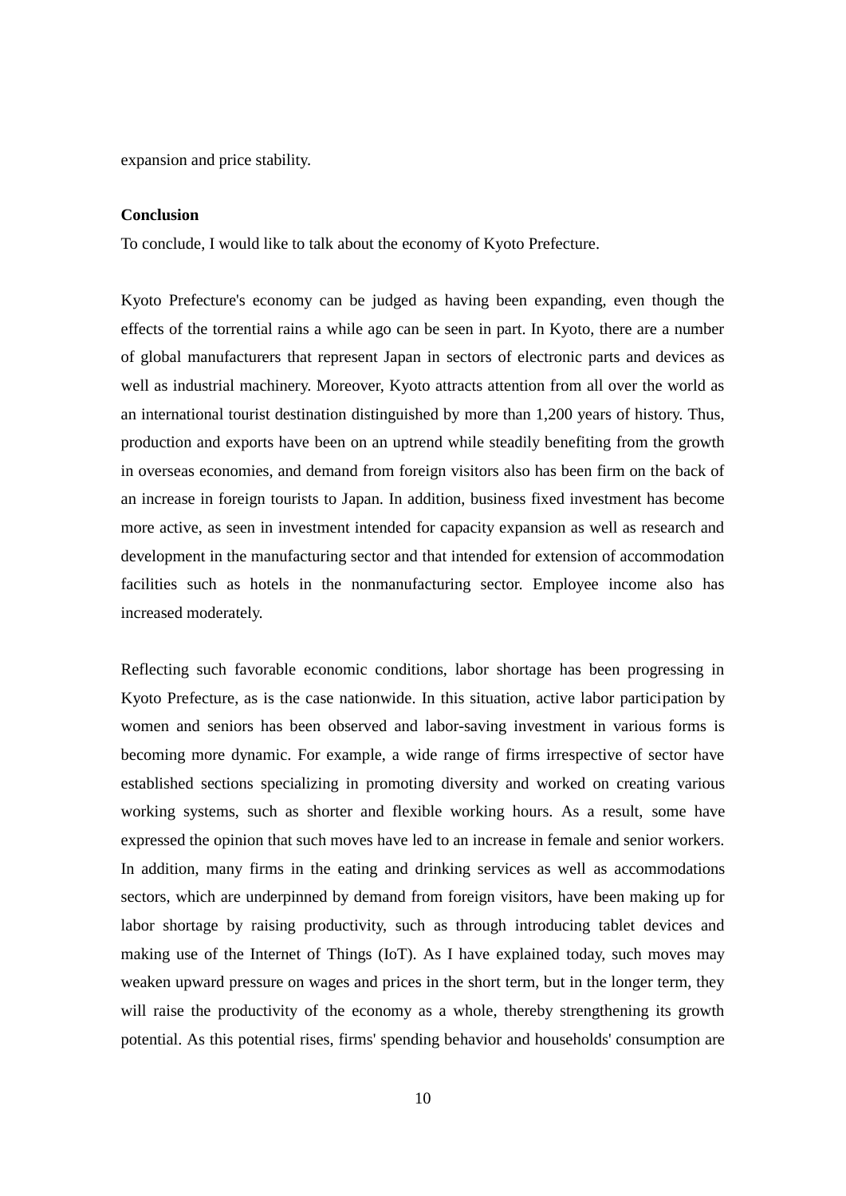expansion and price stability.

**Conclusion**

To conclude, I would like to talk about the economy of Kyoto Prefecture.

Kyoto Prefecture's economy can be judged as having been expanding, even though the effects of the torrential rains a while ago can be seen in part. In Kyoto, there are a number of global manufacturers that represent Japan in sectors of electronic parts and devices as well as industrial machinery. Moreover, Kyoto attracts attention from all over the world as an international tourist destination distinguished by more than 1,200 years of history. Thus, production and exports have been on an uptrend while steadily benefiting from the growth in overseas economies, and demand from foreign visitors also has been firm on the back of an increase in foreign tourists to Japan. In addition, business fixed investment has become more active, as seen in investment intended for capacity expansion as well as research and development in the manufacturing sector and that intended for extension of accommodation facilities such as hotels in the nonmanufacturing sector. Employee income also has increased moderately.

Reflecting such favorable economic conditions, labor shortage has been progressing in Kyoto Prefecture, as is the case nationwide. In this situation, active labor participation by women and seniors has been observed and labor-saving investment in various forms is becoming more dynamic. For example, a wide range of firms irrespective of sector have established sections specializing in promoting diversity and worked on creating various working systems, such as shorter and flexible working hours. As a result, some have expressed the opinion that such moves have led to an increase in female and senior workers. In addition, many firms in the eating and drinking services as well as accommodations sectors, which are underpinned by demand from foreign visitors, have been making up for labor shortage by raising productivity, such as through introducing tablet devices and making use of the Internet of Things (IoT). As I have explained today, such moves may weaken upward pressure on wages and prices in the short term, but in the longer term, they will raise the productivity of the economy as a whole, thereby strengthening its growth potential. As this potential rises, firms' spending behavior and households' consumption are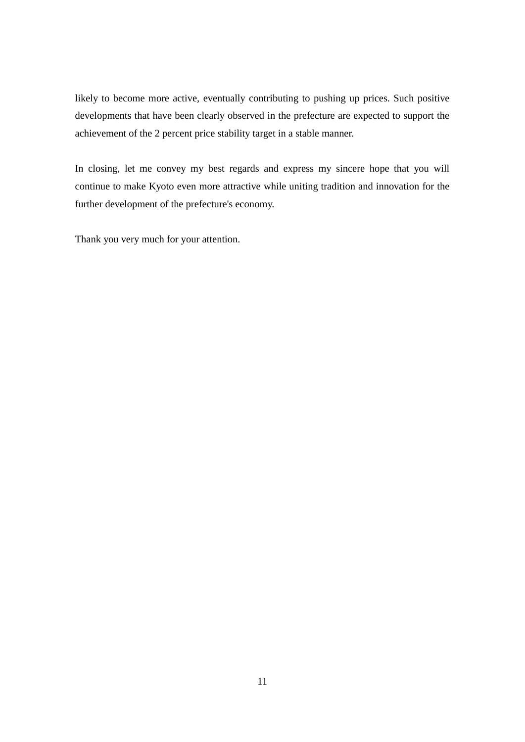likely to become more active, eventually contributing to pushing up prices. Such positive developments that have been clearly observed in the prefecture are expected to support the achievement of the 2 percent price stability target in a stable manner.

In closing, let me convey my best regards and express my sincere hope that you will continue to make Kyoto even more attractive while uniting tradition and innovation for the further development of the prefecture's economy.

Thank you very much for your attention.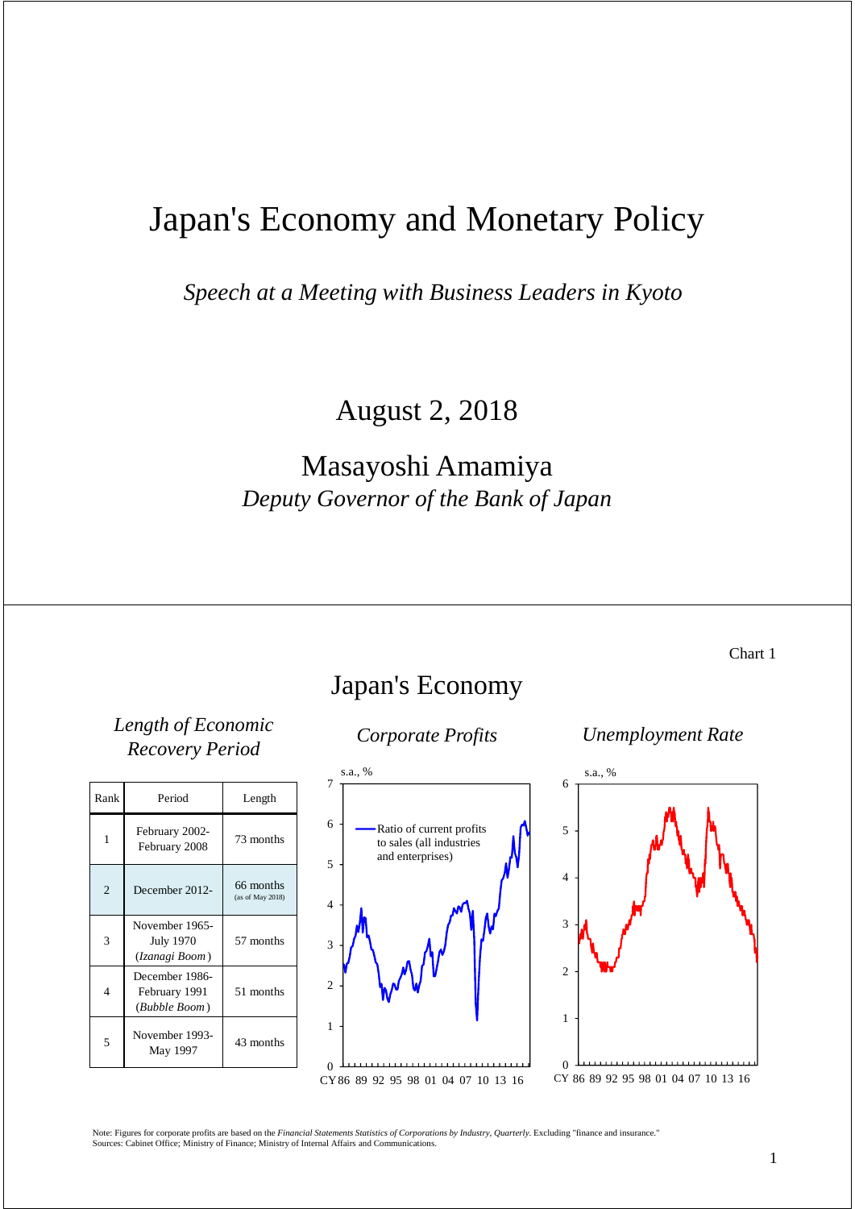# Japan's Economy and Monetary Policy

*Speech at a Meeting with Business Leaders in Kyoto*

## August 2, 2018

## Masayoshi Amamiya
*Deputy Governor of the Bank of Japan*

---

Chart 1

## Japan's Economy

*Length of Economic Recovery Period*

| Rank | Period | Length |
|---|---|---|
| 1 | February 2002-February 2008 | 73 months |
| 2 | December 2012- | 66 months (as of May 2018) |
| 3 | November 1965-July 1970 (*Izanagi Boom*) | 57 months |
| 4 | December 1986-February 1991 (*Bubble Boom*) | 51 months |
| 5 | November 1993-May 1997 | 43 months |

*Corporate Profits*

s.a., %

Ratio of current profits to sales (all industries and enterprises)

CY 86 89 92 95 98 01 04 07 10 13 16

*Unemployment Rate*

s.a., %

CY 86 89 92 95 98 01 04 07 10 13 16

Note: Figures for corporate profits are based on the *Financial Statements Statistics of Corporations by Industry, Quarterly*. Excluding "finance and insurance."
Sources: Cabinet Office; Ministry of Finance; Ministry of Internal Affairs and Communications.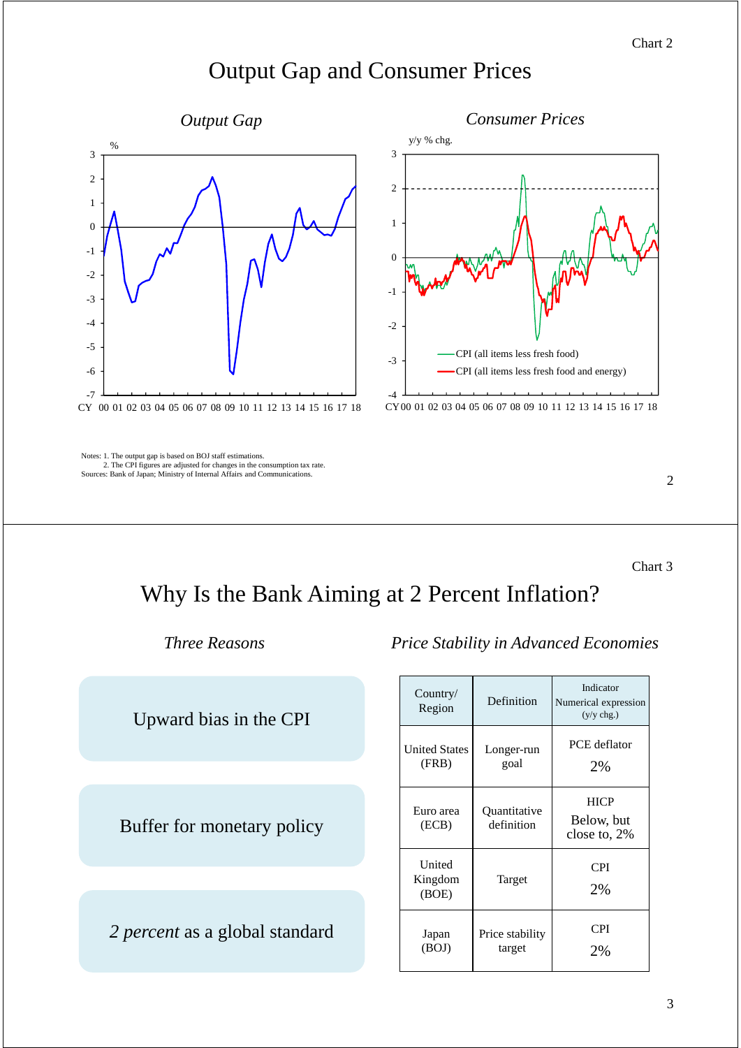Chart 2

# Output Gap and Consumer Prices

*Output Gap*

*Consumer Prices*

Notes: 1. The output gap is based on BOJ staff estimations.
2. The CPI figures are adjusted for changes in the consumption tax rate.
Sources: Bank of Japan; Ministry of Internal Affairs and Communications.

Chart 3

# Why Is the Bank Aiming at 2 Percent Inflation?

*Three Reasons*

- Upward bias in the CPI
- Buffer for monetary policy
- *2 percent* as a global standard

*Price Stability in Advanced Economies*

| Country/ Region | Definition | Indicator Numerical expression (y/y chg.) |
| --- | --- | --- |
| United States (FRB) | Longer-run goal | PCE deflator 2% |
| Euro area (ECB) | Quantitative definition | HICP Below, but close to, 2% |
| United Kingdom (BOE) | Target | CPI 2% |
| Japan (BOJ) | Price stability target | CPI 2% |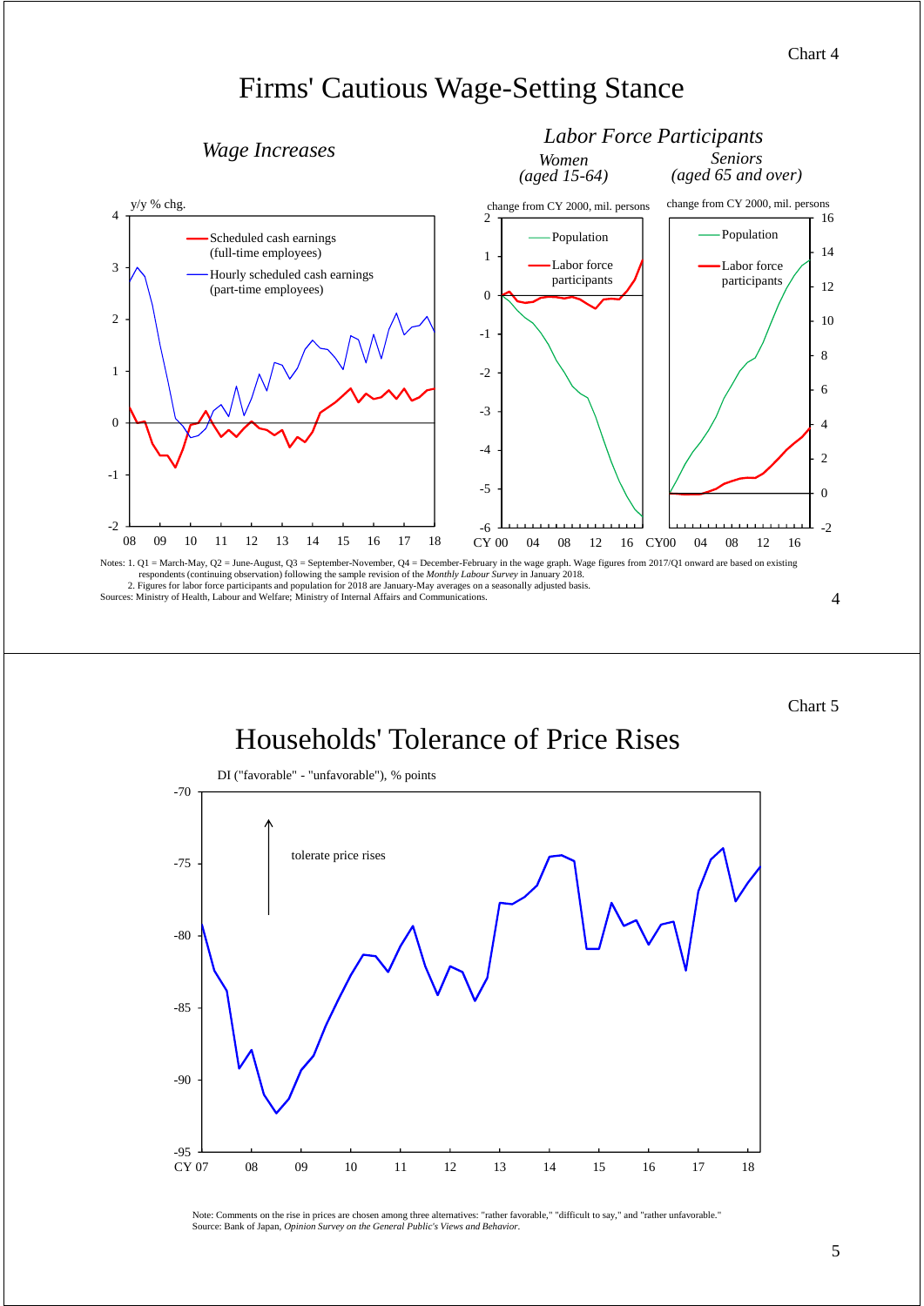Chart 4

# Firms' Cautious Wage-Setting Stance

## *Wage Increases*

y/y % chg.

- Scheduled cash earnings (full-time employees)
- Hourly scheduled cash earnings (part-time employees)

## *Labor Force Participants*

*Women (aged 15-64)* — change from CY 2000, mil. persons

- Population
- Labor force participants

*Seniors (aged 65 and over)* — change from CY 2000, mil. persons

- Population
- Labor force participants

Notes: 1. Q1 = March-May, Q2 = June-August, Q3 = September-November, Q4 = December-February in the wage graph. Wage figures from 2017/Q1 onward are based on existing respondents (continuing observation) following the sample revision of the *Monthly Labour Survey* in January 2018.
2. Figures for labor force participants and population for 2018 are January-May averages on a seasonally adjusted basis.

Sources: Ministry of Health, Labour and Welfare; Ministry of Internal Affairs and Communications.

Chart 5

# Households' Tolerance of Price Rises

DI ("favorable" - "unfavorable"), % points

tolerate price rises

Note: Comments on the rise in prices are chosen among three alternatives: "rather favorable," "difficult to say," and "rather unfavorable."
Source: Bank of Japan, *Opinion Survey on the General Public's Views and Behavior*.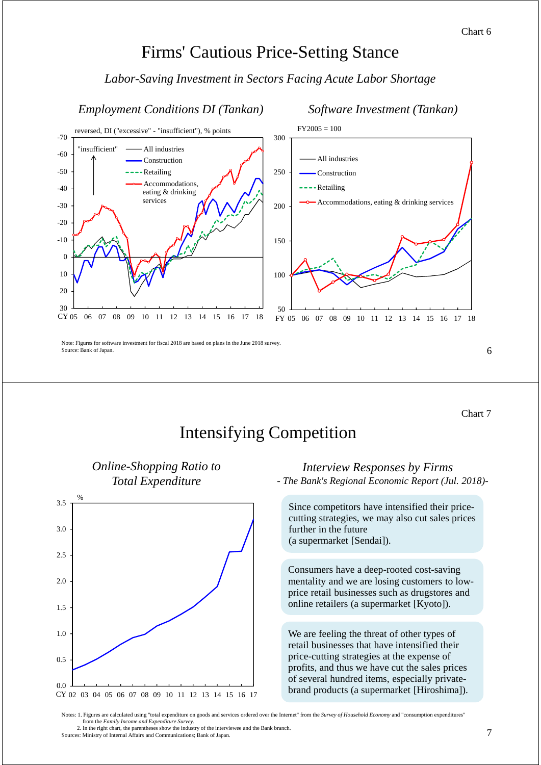Chart 6

# Firms' Cautious Price-Setting Stance

*Labor-Saving Investment in Sectors Facing Acute Labor Shortage*

### *Employment Conditions DI (Tankan)*

reversed, DI ("excessive" - "insufficient"), % points

"insufficient"

- All industries
- Construction
- Retailing
- Accommodations, eating & drinking services

### *Software Investment (Tankan)*

FY2005 = 100

- All industries
- Construction
- Retailing
- Accommodations, eating & drinking services

Note: Figures for software investment for fiscal 2018 are based on plans in the June 2018 survey.
Source: Bank of Japan.

Chart 7

# Intensifying Competition

### *Online-Shopping Ratio to Total Expenditure*

%

### *Interview Responses by Firms*

*- The Bank's Regional Economic Report (Jul. 2018)-*

Since competitors have intensified their price-cutting strategies, we may also cut sales prices further in the future (a supermarket [Sendai]).

Consumers have a deep-rooted cost-saving mentality and we are losing customers to low-price retail businesses such as drugstores and online retailers (a supermarket [Kyoto]).

We are feeling the threat of other types of retail businesses that have intensified their price-cutting strategies at the expense of profits, and thus we have cut the sales prices of several hundred items, especially private-brand products (a supermarket [Hiroshima]).

Notes: 1. Figures are calculated using "total expenditure on goods and services ordered over the Internet" from the *Survey of Household Economy* and "consumption expenditures" from the *Family Income and Expenditure Survey*.
2. In the right chart, the parentheses show the industry of the interviewee and the Bank branch.
Sources: Ministry of Internal Affairs and Communications; Bank of Japan.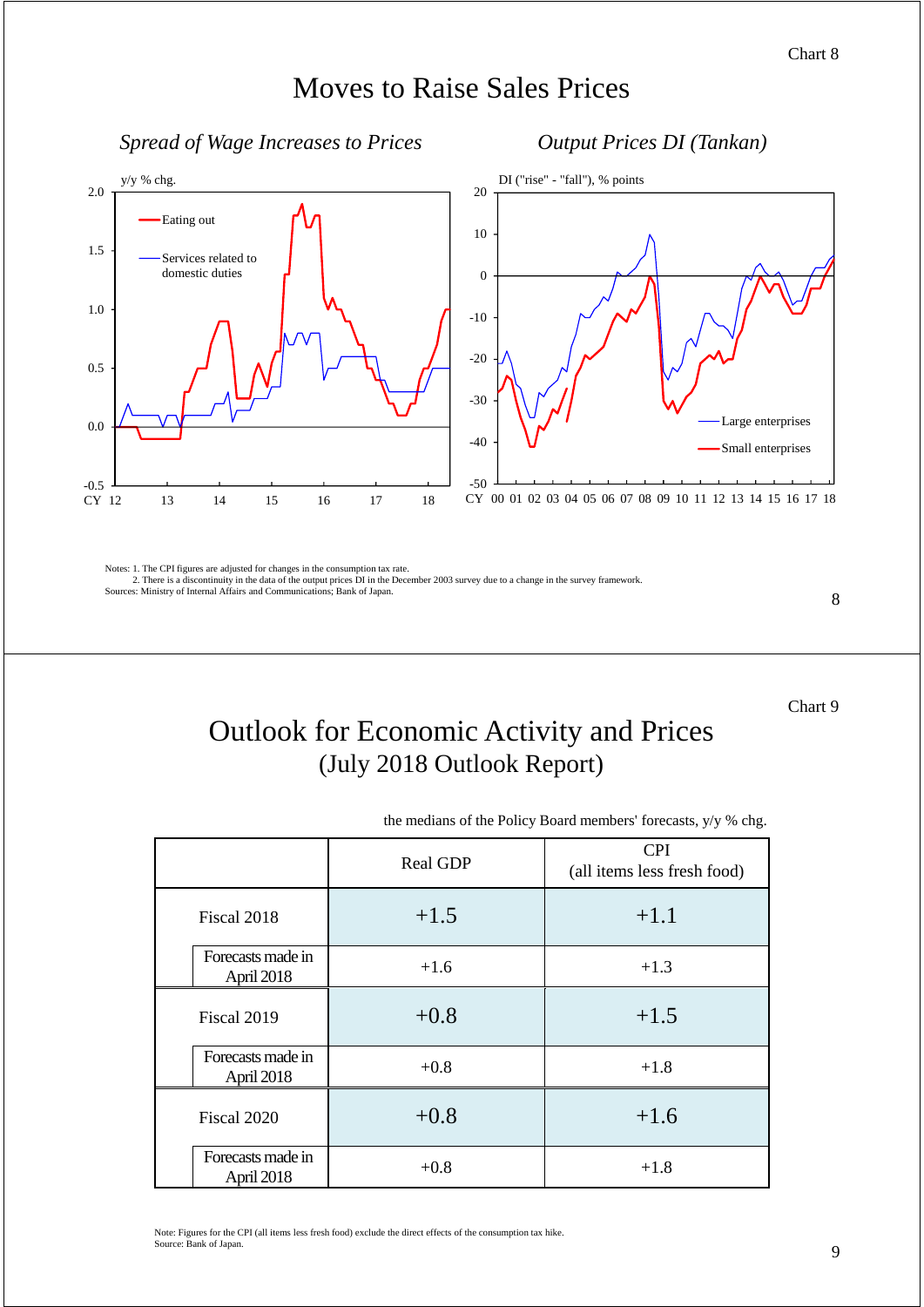## Moves to Raise Sales Prices

*Spread of Wage Increases to Prices*

y/y % chg.

- Eating out
- Services related to domestic duties

*Output Prices DI (Tankan)*

DI ("rise" - "fall"), % points

- Large enterprises
- Small enterprises

Notes: 1. The CPI figures are adjusted for changes in the consumption tax rate.
2. There is a discontinuity in the data of the output prices DI in the December 2003 survey due to a change in the survey framework.
Sources: Ministry of Internal Affairs and Communications; Bank of Japan.

## Outlook for Economic Activity and Prices
### (July 2018 Outlook Report)

the medians of the Policy Board members' forecasts, y/y % chg.

| | Real GDP | CPI (all items less fresh food) |
|---|---|---|
| Fiscal 2018 | +1.5 | +1.1 |
| Forecasts made in April 2018 | +1.6 | +1.3 |
| Fiscal 2019 | +0.8 | +1.5 |
| Forecasts made in April 2018 | +0.8 | +1.8 |
| Fiscal 2020 | +0.8 | +1.6 |
| Forecasts made in April 2018 | +0.8 | +1.8 |

Note: Figures for the CPI (all items less fresh food) exclude the direct effects of the consumption tax hike.
Source: Bank of Japan.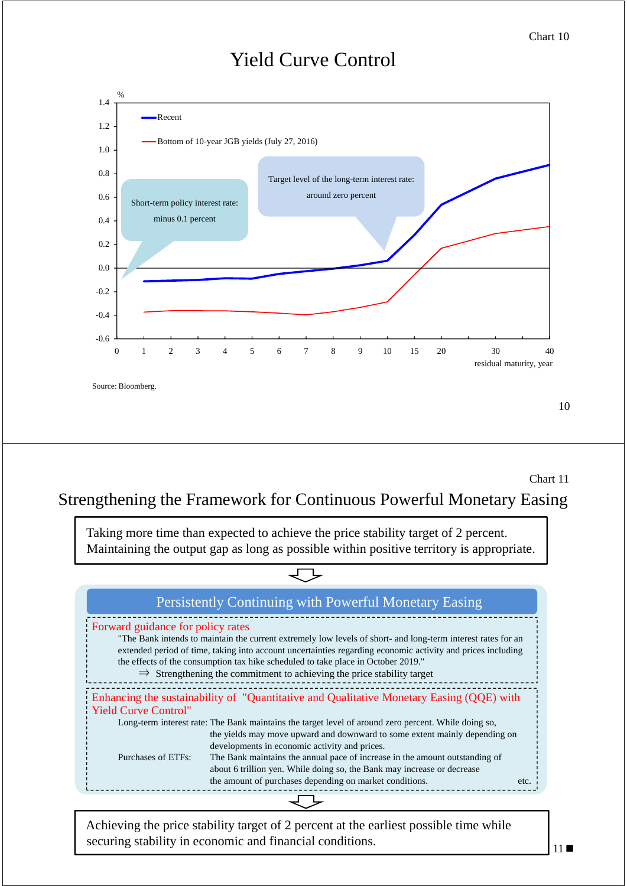Chart 10

## Yield Curve Control

%

1.4
1.2
1.0
0.8
0.6
0.4
0.2
0.0
-0.2
-0.4
-0.6

Recent

Bottom of 10-year JGB yields (July 27, 2016)

Short-term policy interest rate: minus 0.1 percent

Target level of the long-term interest rate: around zero percent

0 1 2 3 4 5 6 7 8 9 10 15 20 30 40

residual maturity, year

Source: Bloomberg.

Chart 11

## Strengthening the Framework for Continuous Powerful Monetary Easing

Taking more time than expected to achieve the price stability target of 2 percent. Maintaining the output gap as long as possible within positive territory is appropriate.

### Persistently Continuing with Powerful Monetary Easing

**Forward guidance for policy rates**

"The Bank intends to maintain the current extremely low levels of short- and long-term interest rates for an extended period of time, taking into account uncertainties regarding economic activity and prices including the effects of the consumption tax hike scheduled to take place in October 2019."

⇒ Strengthening the commitment to achieving the price stability target

**Enhancing the sustainability of "Quantitative and Qualitative Monetary Easing (QQE) with Yield Curve Control"**

Long-term interest rate: The Bank maintains the target level of around zero percent. While doing so, the yields may move upward and downward to some extent mainly depending on developments in economic activity and prices.

Purchases of ETFs: The Bank maintains the annual pace of increase in the amount outstanding of about 6 trillion yen. While doing so, the Bank may increase or decrease the amount of purchases depending on market conditions. etc.

Achieving the price stability target of 2 percent at the earliest possible time while securing stability in economic and financial conditions.